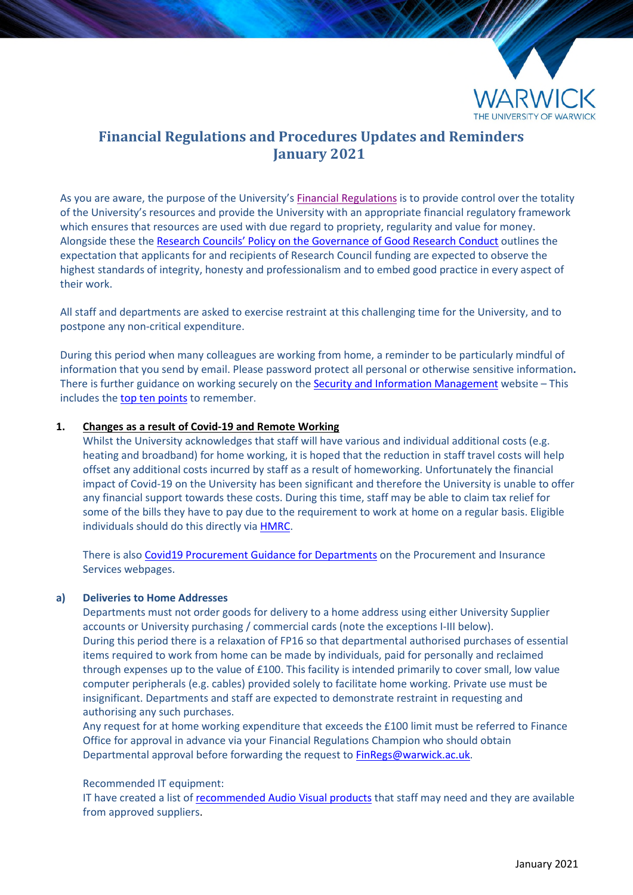# Financial Regulations and Procedures Updates and Reminders January 2021

As you are aware, the purpose of the University's Financial Regulations is to provide control over the totality of the University's resources and provide the University with an appropriate financial regulatory framework which ensures that resources are used with due regard to propriety, regularity and value for money. Alongside these the Research Councils' Policy on the Governance of Good Research Conduct outlines the expectation that applicants for and recipients of Research Council funding are expected to observe the highest standards of integrity, honesty and professionalism and to embed good practice in every aspect of their work.

All staff and departments are asked to exercise restraint at this challenging time for the University, and to postpone any non-critical expenditure.

During this period when many colleagues are working from home, a reminder to be particularly mindful of information that you send by email. Please password protect all personal or otherwise sensitive information**.** There is further guidance on working securely on the Security and Information Management website – This includes the top ten points to remember.

## 1. Changes as a result of Covid-19 and Remote Working

Whilst the University acknowledges that staff will have various and individual additional costs (e.g. heating and broadband) for home working, it is hoped that the reduction in staff travel costs will help offset any additional costs incurred by staff as a result of homeworking. Unfortunately the financial impact of Covid-19 on the University has been significant and therefore the University is unable to offer any financial support towards these costs. During this time, staff may be able to claim tax relief for some of the bills they have to pay due to the requirement to work at home on a regular basis. Eligible individuals should do this directly via HMRC.

There is also Covid19 Procurement Guidance for Departments on the Procurement and Insurance Services webpages.

### a) Deliveries to Home Addresses

Departments must not order goods for delivery to a home address using either University Supplier accounts or University purchasing / commercial cards (note the exceptions I-III below).
During this period there is a relaxation of FP16 so that departmental authorised purchases of essential items required to work from home can be made by individuals, paid for personally and reclaimed through expenses up to the value of £100. This facility is intended primarily to cover small, low value computer peripherals (e.g. cables) provided solely to facilitate home working. Private use must be insignificant. Departments and staff are expected to demonstrate restraint in requesting and authorising any such purchases.
Any request for at home working expenditure that exceeds the £100 limit must be referred to Finance Office for approval in advance via your Financial Regulations Champion who should obtain Departmental approval before forwarding the request to FinRegs@warwick.ac.uk.

Recommended IT equipment:
IT have created a list of recommended Audio Visual products that staff may need and they are available from approved suppliers.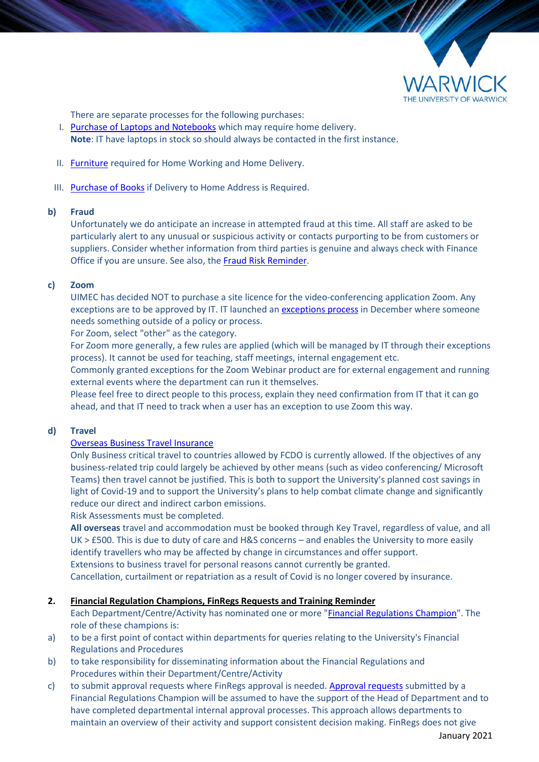There are separate processes for the following purchases:

I. Purchase of Laptops and Notebooks which may require home delivery.
**Note**: IT have laptops in stock so should always be contacted in the first instance.

II. Furniture required for Home Working and Home Delivery.

III. Purchase of Books if Delivery to Home Address is Required.

**b) Fraud**

Unfortunately we do anticipate an increase in attempted fraud at this time. All staff are asked to be particularly alert to any unusual or suspicious activity or contacts purporting to be from customers or suppliers. Consider whether information from third parties is genuine and always check with Finance Office if you are unsure. See also, the Fraud Risk Reminder.

**c) Zoom**

UIMEC has decided NOT to purchase a site licence for the video-conferencing application Zoom. Any exceptions are to be approved by IT. IT launched an exceptions process in December where someone needs something outside of a policy or process.
For Zoom, select "other" as the category.
For Zoom more generally, a few rules are applied (which will be managed by IT through their exceptions process). It cannot be used for teaching, staff meetings, internal engagement etc.
Commonly granted exceptions for the Zoom Webinar product are for external engagement and running external events where the department can run it themselves.
Please feel free to direct people to this process, explain they need confirmation from IT that it can go ahead, and that IT need to track when a user has an exception to use Zoom this way.

**d) Travel**

Overseas Business Travel Insurance
Only Business critical travel to countries allowed by FCDO is currently allowed. If the objectives of any business-related trip could largely be achieved by other means (such as video conferencing/ Microsoft Teams) then travel cannot be justified. This is both to support the University's planned cost savings in light of Covid-19 and to support the University's plans to help combat climate change and significantly reduce our direct and indirect carbon emissions.
Risk Assessments must be completed.
**All overseas** travel and accommodation must be booked through Key Travel, regardless of value, and all UK > £500. This is due to duty of care and H&S concerns – and enables the University to more easily identify travellers who may be affected by change in circumstances and offer support.
Extensions to business travel for personal reasons cannot currently be granted.
Cancellation, curtailment or repatriation as a result of Covid is no longer covered by insurance.

## 2. Financial Regulation Champions, FinRegs Requests and Training Reminder

Each Department/Centre/Activity has nominated one or more "Financial Regulations Champion". The role of these champions is:

a) to be a first point of contact within departments for queries relating to the University's Financial Regulations and Procedures

b) to take responsibility for disseminating information about the Financial Regulations and Procedures within their Department/Centre/Activity

c) to submit approval requests where FinRegs approval is needed. Approval requests submitted by a Financial Regulations Champion will be assumed to have the support of the Head of Department and to have completed departmental internal approval processes. This approach allows departments to maintain an overview of their activity and support consistent decision making. FinRegs does not give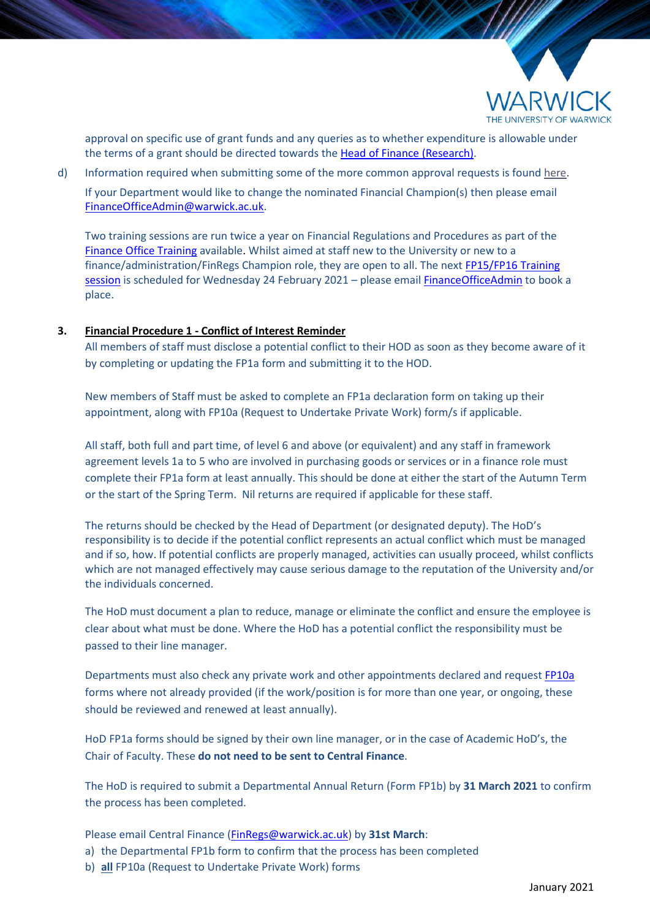approval on specific use of grant funds and any queries as to whether expenditure is allowable under the terms of a grant should be directed towards the Head of Finance (Research).

d) Information required when submitting some of the more common approval requests is found here.

If your Department would like to change the nominated Financial Champion(s) then please email FinanceOfficeAdmin@warwick.ac.uk.

Two training sessions are run twice a year on Financial Regulations and Procedures as part of the Finance Office Training available. Whilst aimed at staff new to the University or new to a finance/administration/FinRegs Champion role, they are open to all. The next FP15/FP16 Training session is scheduled for Wednesday 24 February 2021 – please email FinanceOfficeAdmin to book a place.

## 3. Financial Procedure 1 - Conflict of Interest Reminder

All members of staff must disclose a potential conflict to their HOD as soon as they become aware of it by completing or updating the FP1a form and submitting it to the HOD.

New members of Staff must be asked to complete an FP1a declaration form on taking up their appointment, along with FP10a (Request to Undertake Private Work) form/s if applicable.

All staff, both full and part time, of level 6 and above (or equivalent) and any staff in framework agreement levels 1a to 5 who are involved in purchasing goods or services or in a finance role must complete their FP1a form at least annually. This should be done at either the start of the Autumn Term or the start of the Spring Term. Nil returns are required if applicable for these staff.

The returns should be checked by the Head of Department (or designated deputy). The HoD's responsibility is to decide if the potential conflict represents an actual conflict which must be managed and if so, how. If potential conflicts are properly managed, activities can usually proceed, whilst conflicts which are not managed effectively may cause serious damage to the reputation of the University and/or the individuals concerned.

The HoD must document a plan to reduce, manage or eliminate the conflict and ensure the employee is clear about what must be done. Where the HoD has a potential conflict the responsibility must be passed to their line manager.

Departments must also check any private work and other appointments declared and request FP10a forms where not already provided (if the work/position is for more than one year, or ongoing, these should be reviewed and renewed at least annually).

HoD FP1a forms should be signed by their own line manager, or in the case of Academic HoD's, the Chair of Faculty. These **do not need to be sent to Central Finance**.

The HoD is required to submit a Departmental Annual Return (Form FP1b) by **31 March 2021** to confirm the process has been completed.

Please email Central Finance (FinRegs@warwick.ac.uk) by **31st March**:

a) the Departmental FP1b form to confirm that the process has been completed
b) **all** FP10a (Request to Undertake Private Work) forms

January 2021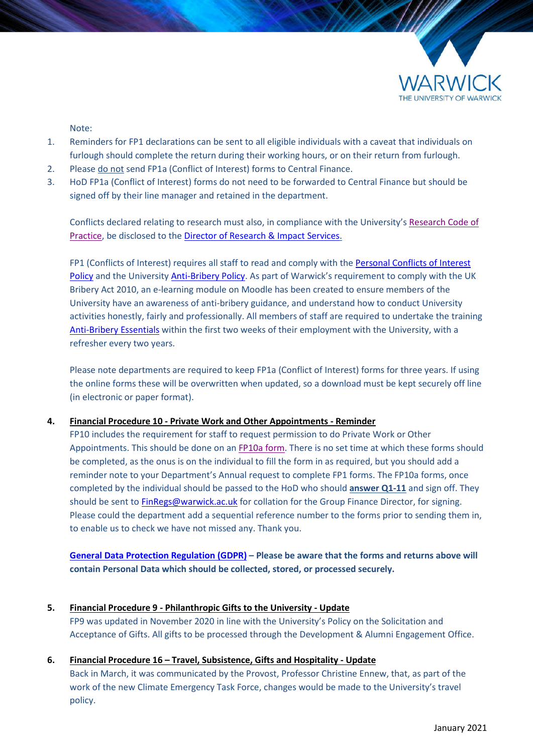Note:

1. Reminders for FP1 declarations can be sent to all eligible individuals with a caveat that individuals on furlough should complete the return during their working hours, or on their return from furlough.
2. Please do not send FP1a (Conflict of Interest) forms to Central Finance.
3. HoD FP1a (Conflict of Interest) forms do not need to be forwarded to Central Finance but should be signed off by their line manager and retained in the department.

Conflicts declared relating to research must also, in compliance with the University's Research Code of Practice, be disclosed to the Director of Research & Impact Services.

FP1 (Conflicts of Interest) requires all staff to read and comply with the Personal Conflicts of Interest Policy and the University Anti-Bribery Policy. As part of Warwick's requirement to comply with the UK Bribery Act 2010, an e-learning module on Moodle has been created to ensure members of the University have an awareness of anti-bribery guidance, and understand how to conduct University activities honestly, fairly and professionally. All members of staff are required to undertake the training Anti-Bribery Essentials within the first two weeks of their employment with the University, with a refresher every two years.

Please note departments are required to keep FP1a (Conflict of Interest) forms for three years. If using the online forms these will be overwritten when updated, so a download must be kept securely off line (in electronic or paper format).

## 4. Financial Procedure 10 - Private Work and Other Appointments - Reminder

FP10 includes the requirement for staff to request permission to do Private Work or Other Appointments. This should be done on an FP10a form. There is no set time at which these forms should be completed, as the onus is on the individual to fill the form in as required, but you should add a reminder note to your Department's Annual request to complete FP1 forms. The FP10a forms, once completed by the individual should be passed to the HoD who should **answer Q1-11** and sign off. They should be sent to FinRegs@warwick.ac.uk for collation for the Group Finance Director, for signing. Please could the department add a sequential reference number to the forms prior to sending them in, to enable us to check we have not missed any. Thank you.

**General Data Protection Regulation (GDPR) – Please be aware that the forms and returns above will contain Personal Data which should be collected, stored, or processed securely.**

## 5. Financial Procedure 9 - Philanthropic Gifts to the University - Update

FP9 was updated in November 2020 in line with the University's Policy on the Solicitation and Acceptance of Gifts. All gifts to be processed through the Development & Alumni Engagement Office.

## 6. Financial Procedure 16 – Travel, Subsistence, Gifts and Hospitality - Update

Back in March, it was communicated by the Provost, Professor Christine Ennew, that, as part of the work of the new Climate Emergency Task Force, changes would be made to the University's travel policy.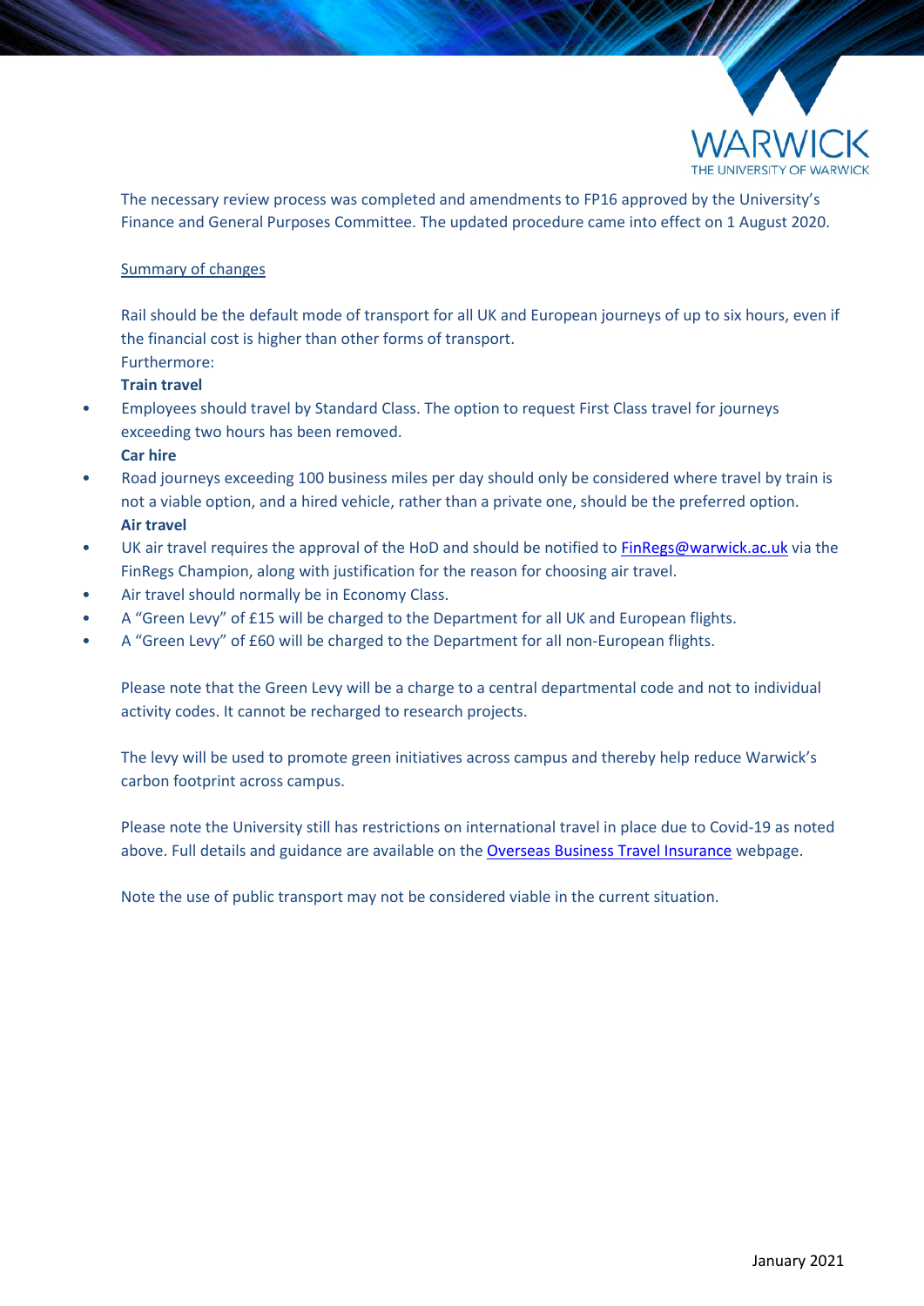The necessary review process was completed and amendments to FP16 approved by the University's Finance and General Purposes Committee. The updated procedure came into effect on 1 August 2020.

Summary of changes

Rail should be the default mode of transport for all UK and European journeys of up to six hours, even if the financial cost is higher than other forms of transport.

Furthermore:

**Train travel**

- Employees should travel by Standard Class. The option to request First Class travel for journeys exceeding two hours has been removed.

**Car hire**

- Road journeys exceeding 100 business miles per day should only be considered where travel by train is not a viable option, and a hired vehicle, rather than a private one, should be the preferred option.

**Air travel**

- UK air travel requires the approval of the HoD and should be notified to FinRegs@warwick.ac.uk via the FinRegs Champion, along with justification for the reason for choosing air travel.
- Air travel should normally be in Economy Class.
- A "Green Levy" of £15 will be charged to the Department for all UK and European flights.
- A "Green Levy" of £60 will be charged to the Department for all non-European flights.

Please note that the Green Levy will be a charge to a central departmental code and not to individual activity codes. It cannot be recharged to research projects.

The levy will be used to promote green initiatives across campus and thereby help reduce Warwick's carbon footprint across campus.

Please note the University still has restrictions on international travel in place due to Covid-19 as noted above. Full details and guidance are available on the Overseas Business Travel Insurance webpage.

Note the use of public transport may not be considered viable in the current situation.

January 2021